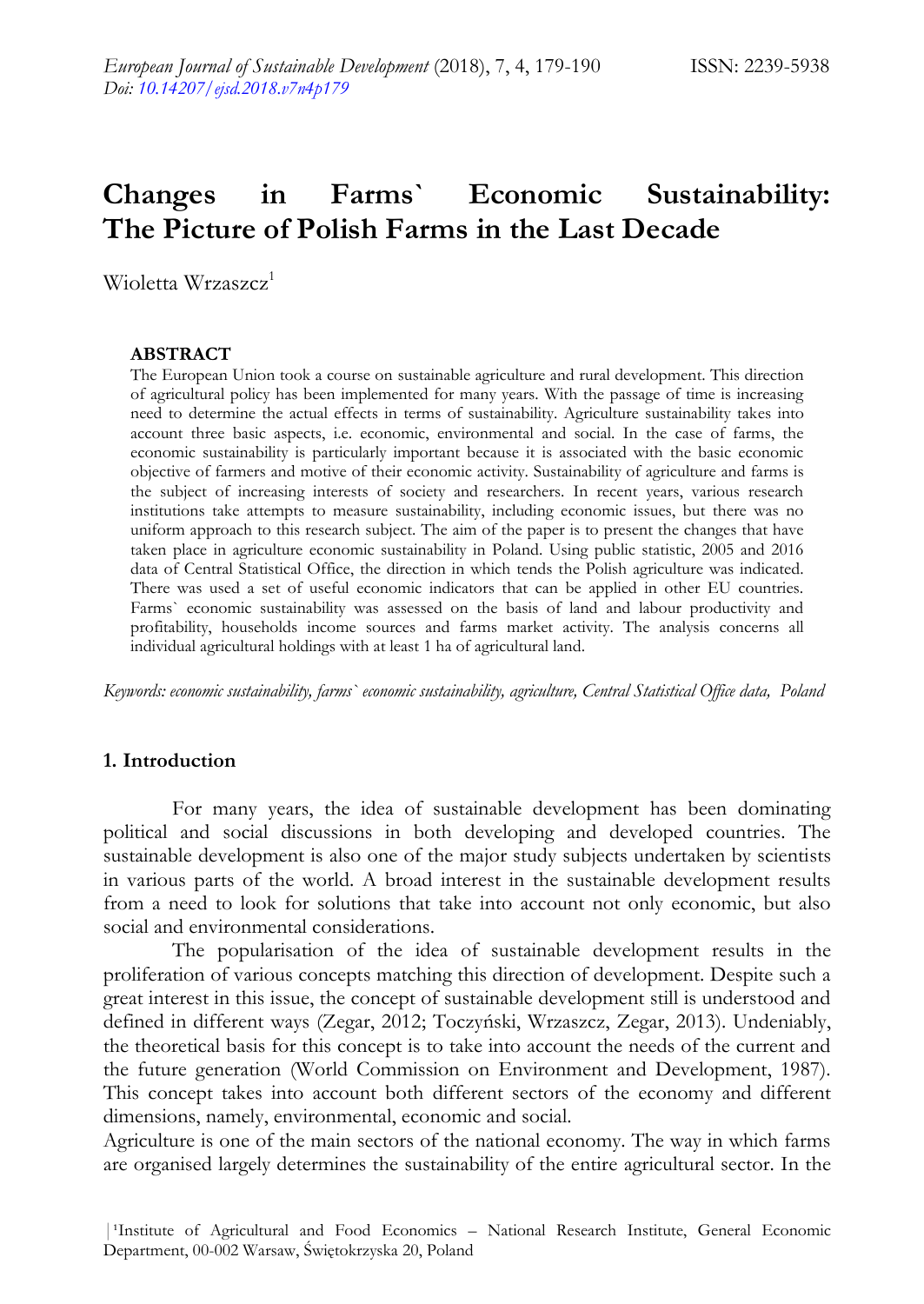# Changes in Farms` Economic Sustainability: The Picture of Polish Farms in the Last Decade

Wioletta Wrzaszcz[1]

### ABSTRACT

The European Union took a course on sustainable agriculture and rural development. This direction of agricultural policy has been implemented for many years. With the passage of time is increasing need to determine the actual effects in terms of sustainability. Agriculture sustainability takes into account three basic aspects, i.e. economic, environmental and social. In the case of farms, the economic sustainability is particularly important because it is associated with the basic economic objective of farmers and motive of their economic activity. Sustainability of agriculture and farms is the subject of increasing interests of society and researchers. In recent years, various research institutions take attempts to measure sustainability, including economic issues, but there was no uniform approach to this research subject. The aim of the paper is to present the changes that have taken place in agriculture economic sustainability in Poland. Using public statistic, 2005 and 2016 data of Central Statistical Office, the direction in which tends the Polish agriculture was indicated. There was used a set of useful economic indicators that can be applied in other EU countries. Farms` economic sustainability was assessed on the basis of land and labour productivity and profitability, households income sources and farms market activity. The analysis concerns all individual agricultural holdings with at least 1 ha of agricultural land.

*Keywords: economic sustainability, farms` economic sustainability, agriculture, Central Statistical Office data, Poland*

## 1. Introduction

For many years, the idea of sustainable development has been dominating political and social discussions in both developing and developed countries. The sustainable development is also one of the major study subjects undertaken by scientists in various parts of the world. A broad interest in the sustainable development results from a need to look for solutions that take into account not only economic, but also social and environmental considerations.

The popularisation of the idea of sustainable development results in the proliferation of various concepts matching this direction of development. Despite such a great interest in this issue, the concept of sustainable development still is understood and defined in different ways (Zegar, 2012; Toczyński, Wrzaszcz, Zegar, 2013). Undeniably, the theoretical basis for this concept is to take into account the needs of the current and the future generation (World Commission on Environment and Development, 1987). This concept takes into account both different sectors of the economy and different dimensions, namely, environmental, economic and social.

Agriculture is one of the main sectors of the national economy. The way in which farms are organised largely determines the sustainability of the entire agricultural sector. In the

[1] Institute of Agricultural and Food Economics – National Research Institute, General Economic Department, 00-002 Warsaw, Świętokrzyska 20, Poland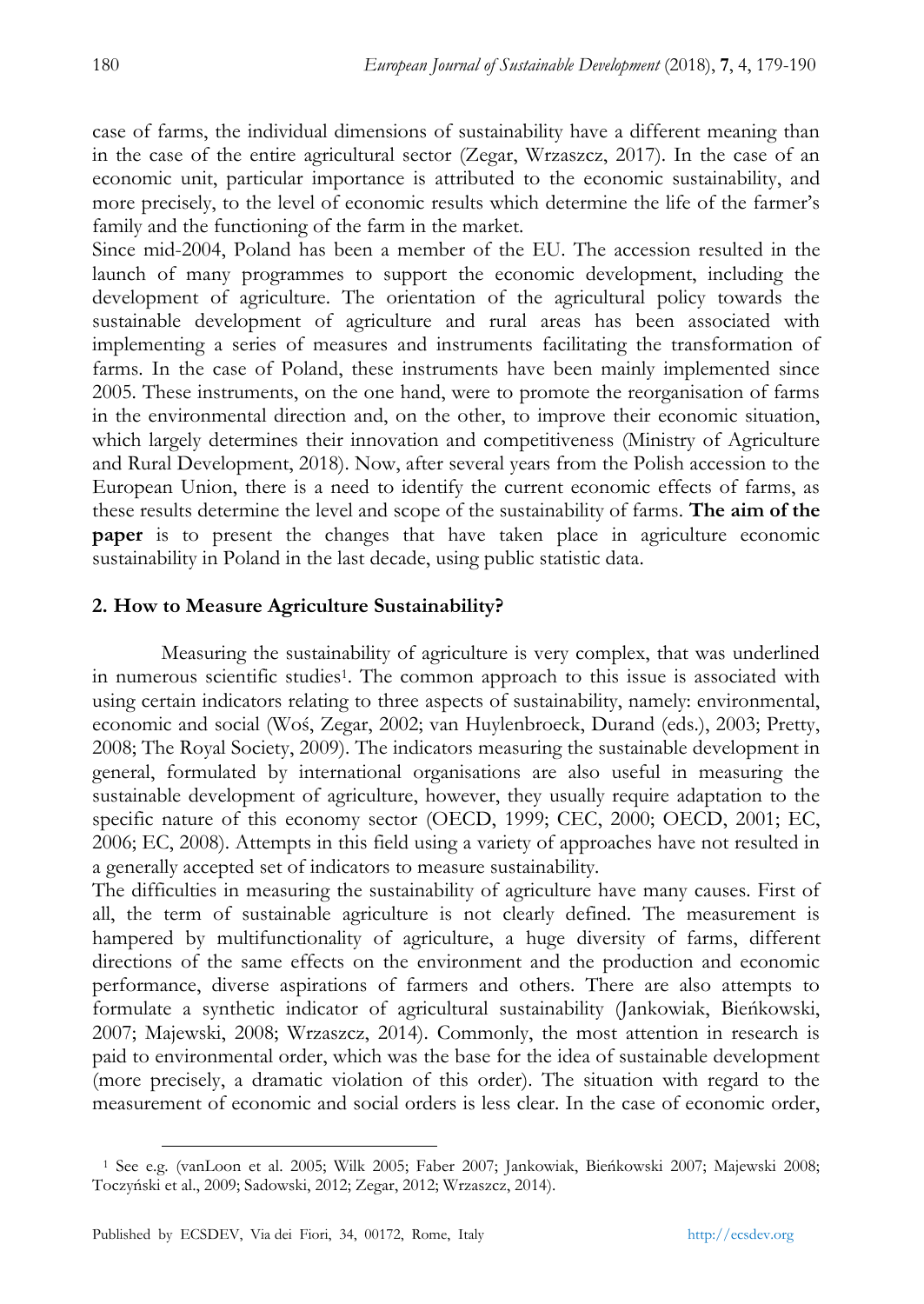case of farms, the individual dimensions of sustainability have a different meaning than in the case of the entire agricultural sector (Zegar, Wrzaszcz, 2017). In the case of an economic unit, particular importance is attributed to the economic sustainability, and more precisely, to the level of economic results which determine the life of the farmer's family and the functioning of the farm in the market.

Since mid-2004, Poland has been a member of the EU. The accession resulted in the launch of many programmes to support the economic development, including the development of agriculture. The orientation of the agricultural policy towards the sustainable development of agriculture and rural areas has been associated with implementing a series of measures and instruments facilitating the transformation of farms. In the case of Poland, these instruments have been mainly implemented since 2005. These instruments, on the one hand, were to promote the reorganisation of farms in the environmental direction and, on the other, to improve their economic situation, which largely determines their innovation and competitiveness (Ministry of Agriculture and Rural Development, 2018). Now, after several years from the Polish accession to the European Union, there is a need to identify the current economic effects of farms, as these results determine the level and scope of the sustainability of farms. **The aim of the paper** is to present the changes that have taken place in agriculture economic sustainability in Poland in the last decade, using public statistic data.

## 2. How to Measure Agriculture Sustainability?

Measuring the sustainability of agriculture is very complex, that was underlined in numerous scientific studies[1]. The common approach to this issue is associated with using certain indicators relating to three aspects of sustainability, namely: environmental, economic and social (Woś, Zegar, 2002; van Huylenbroeck, Durand (eds.), 2003; Pretty, 2008; The Royal Society, 2009). The indicators measuring the sustainable development in general, formulated by international organisations are also useful in measuring the sustainable development of agriculture, however, they usually require adaptation to the specific nature of this economy sector (OECD, 1999; CEC, 2000; OECD, 2001; EC, 2006; EC, 2008). Attempts in this field using a variety of approaches have not resulted in a generally accepted set of indicators to measure sustainability.

The difficulties in measuring the sustainability of agriculture have many causes. First of all, the term of sustainable agriculture is not clearly defined. The measurement is hampered by multifunctionality of agriculture, a huge diversity of farms, different directions of the same effects on the environment and the production and economic performance, diverse aspirations of farmers and others. There are also attempts to formulate a synthetic indicator of agricultural sustainability (Jankowiak, Bieńkowski, 2007; Majewski, 2008; Wrzaszcz, 2014). Commonly, the most attention in research is paid to environmental order, which was the base for the idea of sustainable development (more precisely, a dramatic violation of this order). The situation with regard to the measurement of economic and social orders is less clear. In the case of economic order,

[1] See e.g. (vanLoon et al. 2005; Wilk 2005; Faber 2007; Jankowiak, Bieńkowski 2007; Majewski 2008; Toczyński et al., 2009; Sadowski, 2012; Zegar, 2012; Wrzaszcz, 2014).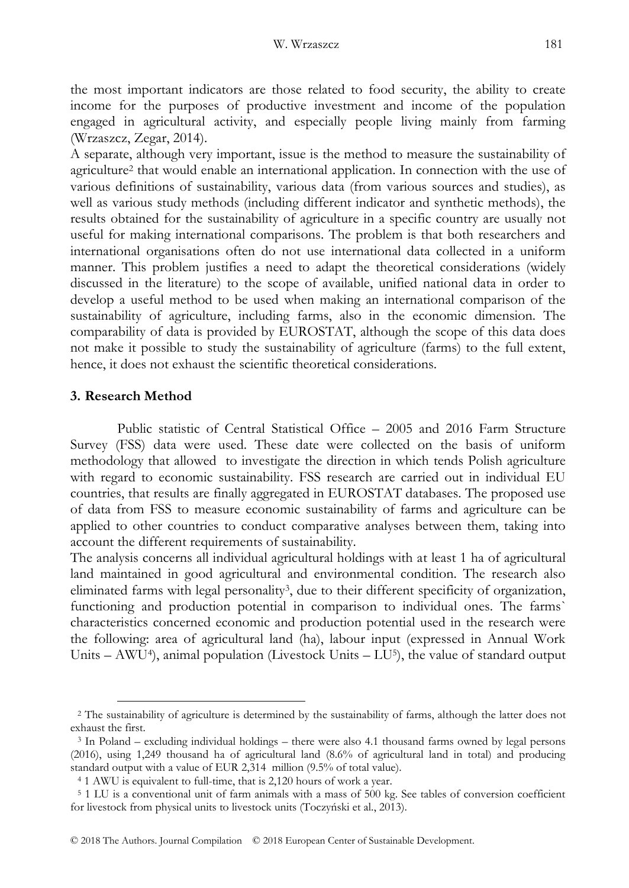the most important indicators are those related to food security, the ability to create income for the purposes of productive investment and income of the population engaged in agricultural activity, and especially people living mainly from farming (Wrzaszcz, Zegar, 2014).

A separate, although very important, issue is the method to measure the sustainability of agriculture[2] that would enable an international application. In connection with the use of various definitions of sustainability, various data (from various sources and studies), as well as various study methods (including different indicator and synthetic methods), the results obtained for the sustainability of agriculture in a specific country are usually not useful for making international comparisons. The problem is that both researchers and international organisations often do not use international data collected in a uniform manner. This problem justifies a need to adapt the theoretical considerations (widely discussed in the literature) to the scope of available, unified national data in order to develop a useful method to be used when making an international comparison of the sustainability of agriculture, including farms, also in the economic dimension. The comparability of data is provided by EUROSTAT, although the scope of this data does not make it possible to study the sustainability of agriculture (farms) to the full extent, hence, it does not exhaust the scientific theoretical considerations.

## 3. Research Method

Public statistic of Central Statistical Office – 2005 and 2016 Farm Structure Survey (FSS) data were used. These date were collected on the basis of uniform methodology that allowed to investigate the direction in which tends Polish agriculture with regard to economic sustainability. FSS research are carried out in individual EU countries, that results are finally aggregated in EUROSTAT databases. The proposed use of data from FSS to measure economic sustainability of farms and agriculture can be applied to other countries to conduct comparative analyses between them, taking into account the different requirements of sustainability.

The analysis concerns all individual agricultural holdings with at least 1 ha of agricultural land maintained in good agricultural and environmental condition. The research also eliminated farms with legal personality[3], due to their different specificity of organization, functioning and production potential in comparison to individual ones. The farms` characteristics concerned economic and production potential used in the research were the following: area of agricultural land (ha), labour input (expressed in Annual Work Units – AWU[4]), animal population (Livestock Units – LU[5]), the value of standard output

---

[2] The sustainability of agriculture is determined by the sustainability of farms, although the latter does not exhaust the first.

[3] In Poland – excluding individual holdings – there were also 4.1 thousand farms owned by legal persons (2016), using 1,249 thousand ha of agricultural land (8.6% of agricultural land in total) and producing standard output with a value of EUR 2,314 million (9.5% of total value).

[4] 1 AWU is equivalent to full-time, that is 2,120 hours of work a year.

[5] 1 LU is a conventional unit of farm animals with a mass of 500 kg. See tables of conversion coefficient for livestock from physical units to livestock units (Toczyński et al., 2013).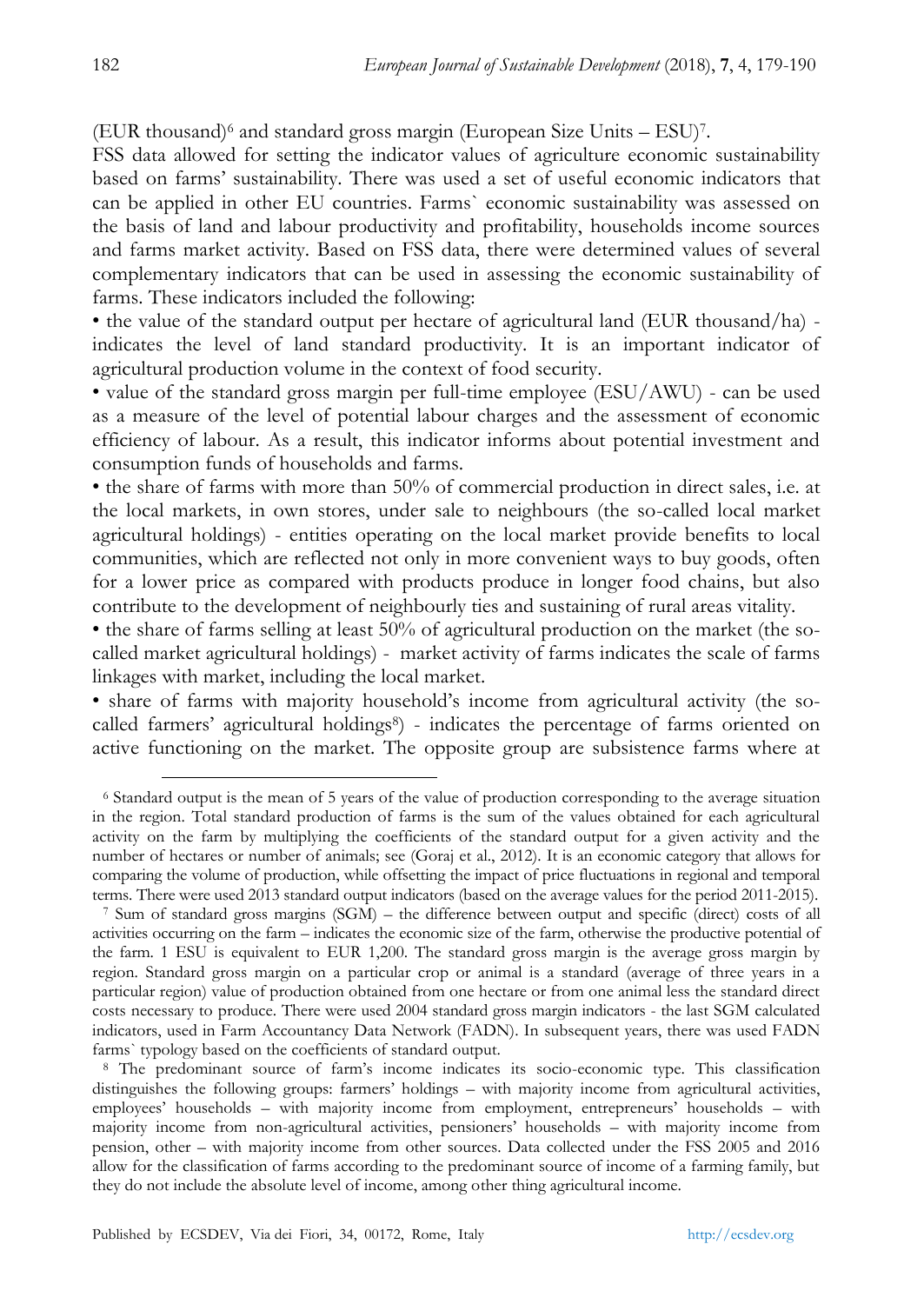(EUR thousand)[6] and standard gross margin (European Size Units – ESU)[7].

FSS data allowed for setting the indicator values of agriculture economic sustainability based on farms' sustainability. There was used a set of useful economic indicators that can be applied in other EU countries. Farms` economic sustainability was assessed on the basis of land and labour productivity and profitability, households income sources and farms market activity. Based on FSS data, there were determined values of several complementary indicators that can be used in assessing the economic sustainability of farms. These indicators included the following:

- the value of the standard output per hectare of agricultural land (EUR thousand/ha) - indicates the level of land standard productivity. It is an important indicator of agricultural production volume in the context of food security.
- value of the standard gross margin per full-time employee (ESU/AWU) - can be used as a measure of the level of potential labour charges and the assessment of economic efficiency of labour. As a result, this indicator informs about potential investment and consumption funds of households and farms.
- the share of farms with more than 50% of commercial production in direct sales, i.e. at the local markets, in own stores, under sale to neighbours (the so-called local market agricultural holdings) - entities operating on the local market provide benefits to local communities, which are reflected not only in more convenient ways to buy goods, often for a lower price as compared with products produce in longer food chains, but also contribute to the development of neighbourly ties and sustaining of rural areas vitality.
- the share of farms selling at least 50% of agricultural production on the market (the so-called market agricultural holdings) - market activity of farms indicates the scale of farms linkages with market, including the local market.
- share of farms with majority household's income from agricultural activity (the so-called farmers' agricultural holdings[8]) - indicates the percentage of farms oriented on active functioning on the market. The opposite group are subsistence farms where at

[6] Standard output is the mean of 5 years of the value of production corresponding to the average situation in the region. Total standard production of farms is the sum of the values obtained for each agricultural activity on the farm by multiplying the coefficients of the standard output for a given activity and the number of hectares or number of animals; see (Goraj et al., 2012). It is an economic category that allows for comparing the volume of production, while offsetting the impact of price fluctuations in regional and temporal terms. There were used 2013 standard output indicators (based on the average values for the period 2011-2015).

[7] Sum of standard gross margins (SGM) – the difference between output and specific (direct) costs of all activities occurring on the farm – indicates the economic size of the farm, otherwise the productive potential of the farm. 1 ESU is equivalent to EUR 1,200. The standard gross margin is the average gross margin by region. Standard gross margin on a particular crop or animal is a standard (average of three years in a particular region) value of production obtained from one hectare or from one animal less the standard direct costs necessary to produce. There were used 2004 standard gross margin indicators - the last SGM calculated indicators, used in Farm Accountancy Data Network (FADN). In subsequent years, there was used FADN farms` typology based on the coefficients of standard output.

[8] The predominant source of farm's income indicates its socio-economic type. This classification distinguishes the following groups: farmers' holdings – with majority income from agricultural activities, employees' households – with majority income from employment, entrepreneurs' households – with majority income from non-agricultural activities, pensioners' households – with majority income from pension, other – with majority income from other sources. Data collected under the FSS 2005 and 2016 allow for the classification of farms according to the predominant source of income of a farming family, but they do not include the absolute level of income, among other thing agricultural income.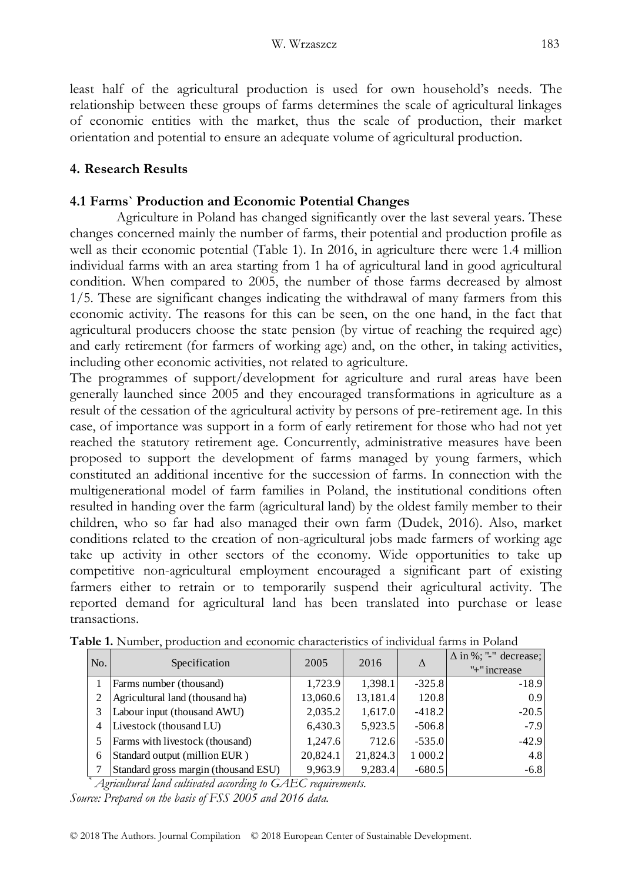least half of the agricultural production is used for own household's needs. The relationship between these groups of farms determines the scale of agricultural linkages of economic entities with the market, thus the scale of production, their market orientation and potential to ensure an adequate volume of agricultural production.

## 4. Research Results

### 4.1 Farms` Production and Economic Potential Changes

Agriculture in Poland has changed significantly over the last several years. These changes concerned mainly the number of farms, their potential and production profile as well as their economic potential (Table 1). In 2016, in agriculture there were 1.4 million individual farms with an area starting from 1 ha of agricultural land in good agricultural condition. When compared to 2005, the number of those farms decreased by almost 1/5. These are significant changes indicating the withdrawal of many farmers from this economic activity. The reasons for this can be seen, on the one hand, in the fact that agricultural producers choose the state pension (by virtue of reaching the required age) and early retirement (for farmers of working age) and, on the other, in taking activities, including other economic activities, not related to agriculture.

The programmes of support/development for agriculture and rural areas have been generally launched since 2005 and they encouraged transformations in agriculture as a result of the cessation of the agricultural activity by persons of pre-retirement age. In this case, of importance was support in a form of early retirement for those who had not yet reached the statutory retirement age. Concurrently, administrative measures have been proposed to support the development of farms managed by young farmers, which constituted an additional incentive for the succession of farms. In connection with the multigenerational model of farm families in Poland, the institutional conditions often resulted in handing over the farm (agricultural land) by the oldest family member to their children, who so far had also managed their own farm (Dudek, 2016). Also, market conditions related to the creation of non-agricultural jobs made farmers of working age take up activity in other sectors of the economy. Wide opportunities to take up competitive non-agricultural employment encouraged a significant part of existing farmers either to retrain or to temporarily suspend their agricultural activity. The reported demand for agricultural land has been translated into purchase or lease transactions.

**Table 1.** Number, production and economic characteristics of individual farms in Poland

| No. | Specification | 2005 | 2016 | Δ | Δ in %; "-" decrease; "+" increase |
|---|---|---|---|---|---|
| 1 | Farms number (thousand) | 1,723.9 | 1,398.1 | -325.8 | -18.9 |
| 2 | Agricultural land (thousand ha) | 13,060.6 | 13,181.4 | 120.8 | 0.9 |
| 3 | Labour input (thousand AWU) | 2,035.2 | 1,617.0 | -418.2 | -20.5 |
| 4 | Livestock (thousand LU) | 6,430.3 | 5,923.5 | -506.8 | -7.9 |
| 5 | Farms with livestock (thousand) | 1,247.6 | 712.6 | -535.0 | -42.9 |
| 6 | Standard output (million EUR ) | 20,824.1 | 21,824.3 | 1 000.2 | 4.8 |
| 7 | Standard gross margin (thousand ESU) | 9,963.9 | 9,283.4 | -680.5 | -6.8 |

*[*] Agricultural land cultivated according to GAEC requirements.*

*Source: Prepared on the basis of FSS 2005 and 2016 data.*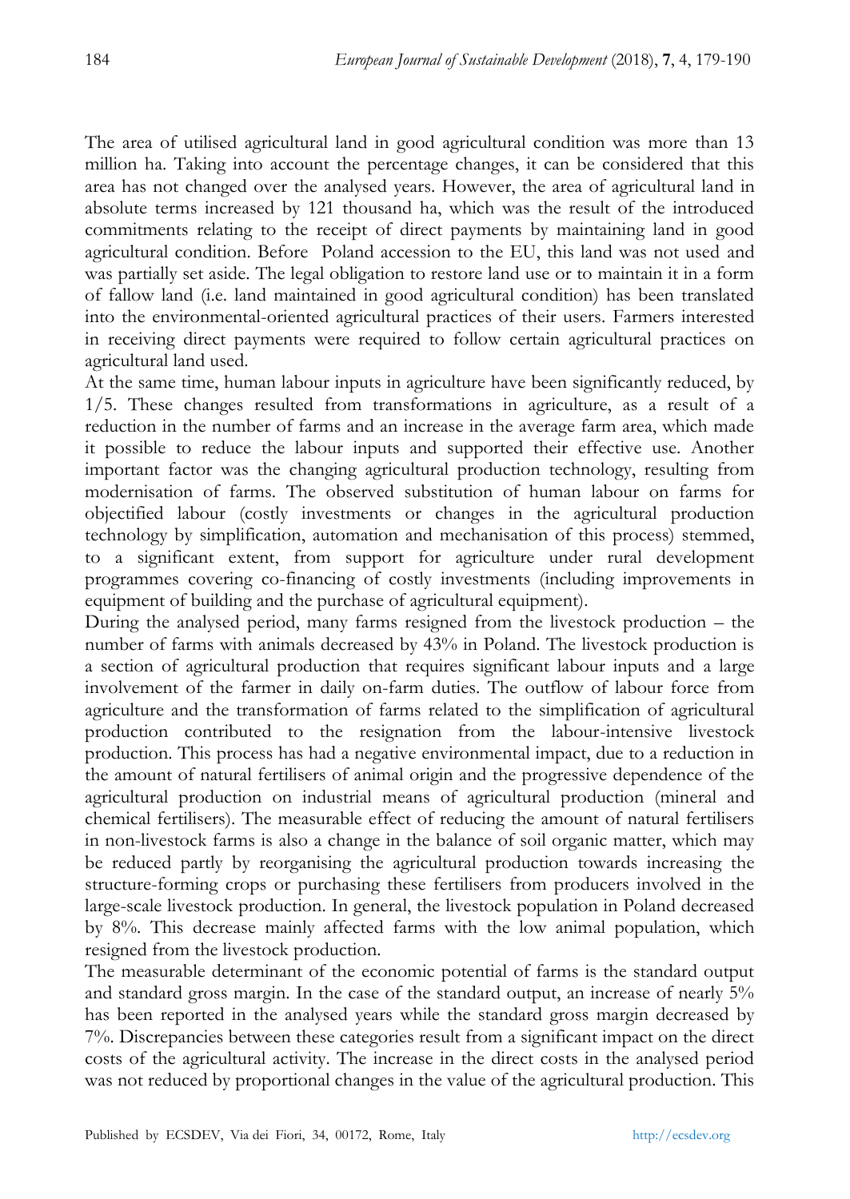The area of utilised agricultural land in good agricultural condition was more than 13 million ha. Taking into account the percentage changes, it can be considered that this area has not changed over the analysed years. However, the area of agricultural land in absolute terms increased by 121 thousand ha, which was the result of the introduced commitments relating to the receipt of direct payments by maintaining land in good agricultural condition. Before Poland accession to the EU, this land was not used and was partially set aside. The legal obligation to restore land use or to maintain it in a form of fallow land (i.e. land maintained in good agricultural condition) has been translated into the environmental-oriented agricultural practices of their users. Farmers interested in receiving direct payments were required to follow certain agricultural practices on agricultural land used.

At the same time, human labour inputs in agriculture have been significantly reduced, by 1/5. These changes resulted from transformations in agriculture, as a result of a reduction in the number of farms and an increase in the average farm area, which made it possible to reduce the labour inputs and supported their effective use. Another important factor was the changing agricultural production technology, resulting from modernisation of farms. The observed substitution of human labour on farms for objectified labour (costly investments or changes in the agricultural production technology by simplification, automation and mechanisation of this process) stemmed, to a significant extent, from support for agriculture under rural development programmes covering co-financing of costly investments (including improvements in equipment of building and the purchase of agricultural equipment).

During the analysed period, many farms resigned from the livestock production – the number of farms with animals decreased by 43% in Poland. The livestock production is a section of agricultural production that requires significant labour inputs and a large involvement of the farmer in daily on-farm duties. The outflow of labour force from agriculture and the transformation of farms related to the simplification of agricultural production contributed to the resignation from the labour-intensive livestock production. This process has had a negative environmental impact, due to a reduction in the amount of natural fertilisers of animal origin and the progressive dependence of the agricultural production on industrial means of agricultural production (mineral and chemical fertilisers). The measurable effect of reducing the amount of natural fertilisers in non-livestock farms is also a change in the balance of soil organic matter, which may be reduced partly by reorganising the agricultural production towards increasing the structure-forming crops or purchasing these fertilisers from producers involved in the large-scale livestock production. In general, the livestock population in Poland decreased by 8%. This decrease mainly affected farms with the low animal population, which resigned from the livestock production.

The measurable determinant of the economic potential of farms is the standard output and standard gross margin. In the case of the standard output, an increase of nearly 5% has been reported in the analysed years while the standard gross margin decreased by 7%. Discrepancies between these categories result from a significant impact on the direct costs of the agricultural activity. The increase in the direct costs in the analysed period was not reduced by proportional changes in the value of the agricultural production. This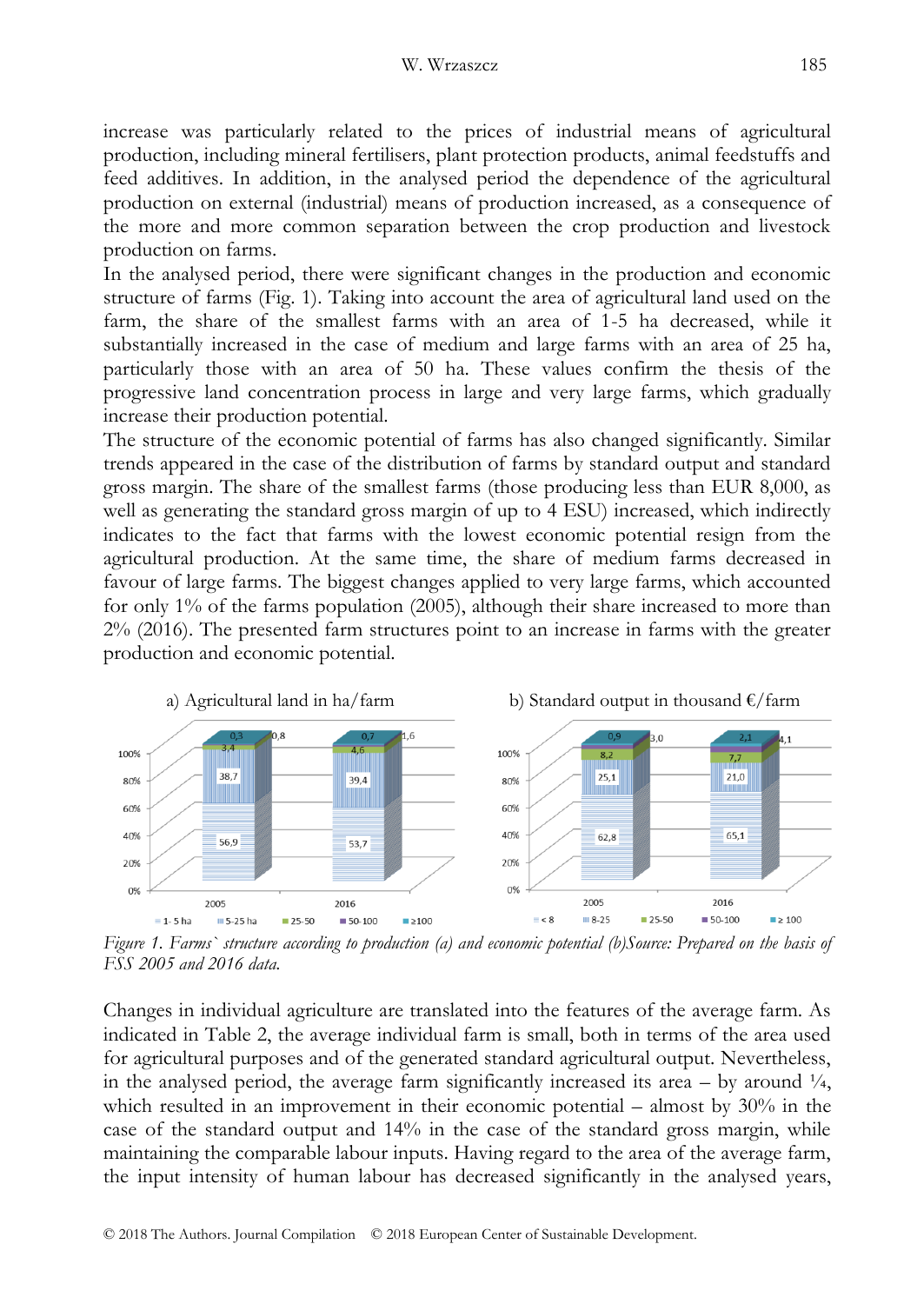increase was particularly related to the prices of industrial means of agricultural production, including mineral fertilisers, plant protection products, animal feedstuffs and feed additives. In addition, in the analysed period the dependence of the agricultural production on external (industrial) means of production increased, as a consequence of the more and more common separation between the crop production and livestock production on farms.

In the analysed period, there were significant changes in the production and economic structure of farms (Fig. 1). Taking into account the area of agricultural land used on the farm, the share of the smallest farms with an area of 1-5 ha decreased, while it substantially increased in the case of medium and large farms with an area of 25 ha, particularly those with an area of 50 ha. These values confirm the thesis of the progressive land concentration process in large and very large farms, which gradually increase their production potential.

The structure of the economic potential of farms has also changed significantly. Similar trends appeared in the case of the distribution of farms by standard output and standard gross margin. The share of the smallest farms (those producing less than EUR 8,000, as well as generating the standard gross margin of up to 4 ESU) increased, which indirectly indicates to the fact that farms with the lowest economic potential resign from the agricultural production. At the same time, the share of medium farms decreased in favour of large farms. The biggest changes applied to very large farms, which accounted for only 1% of the farms population (2005), although their share increased to more than 2% (2016). The presented farm structures point to an increase in farms with the greater production and economic potential.

*Figure 1. Farms` structure according to production (a) and economic potential (b)Source: Prepared on the basis of FSS 2005 and 2016 data.*

Changes in individual agriculture are translated into the features of the average farm. As indicated in Table 2, the average individual farm is small, both in terms of the area used for agricultural purposes and of the generated standard agricultural output. Nevertheless, in the analysed period, the average farm significantly increased its area – by around ¼, which resulted in an improvement in their economic potential – almost by 30% in the case of the standard output and 14% in the case of the standard gross margin, while maintaining the comparable labour inputs. Having regard to the area of the average farm, the input intensity of human labour has decreased significantly in the analysed years,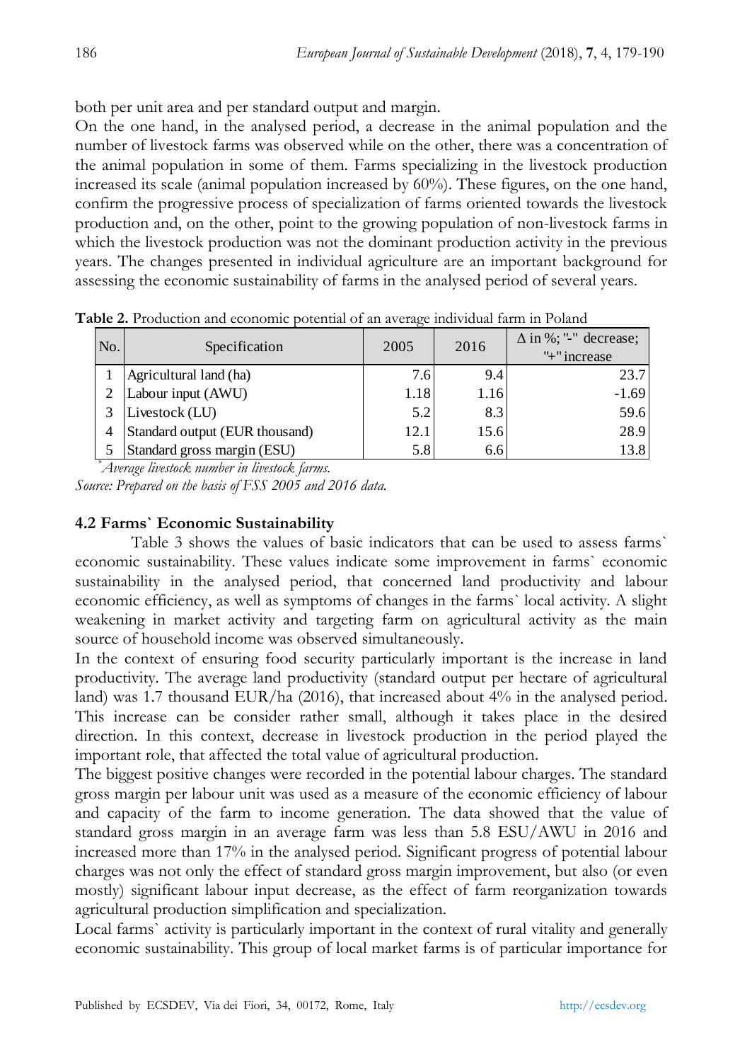both per unit area and per standard output and margin.

On the one hand, in the analysed period, a decrease in the animal population and the number of livestock farms was observed while on the other, there was a concentration of the animal population in some of them. Farms specializing in the livestock production increased its scale (animal population increased by 60%). These figures, on the one hand, confirm the progressive process of specialization of farms oriented towards the livestock production and, on the other, point to the growing population of non-livestock farms in which the livestock production was not the dominant production activity in the previous years. The changes presented in individual agriculture are an important background for assessing the economic sustainability of farms in the analysed period of several years.

**Table 2.** Production and economic potential of an average individual farm in Poland

| No. | Specification | 2005 | 2016 | Δ in %; "-" decrease; "+" increase |
|---|---|---|---|---|
| 1 | Agricultural land (ha) | 7.6 | 9.4 | 23.7 |
| 2 | Labour input (AWU) | 1.18 | 1.16 | -1.69 |
| 3 | Livestock (LU) | 5.2 | 8.3 | 59.6 |
| 4 | Standard output (EUR thousand) | 12.1 | 15.6 | 28.9 |
| 5 | Standard gross margin (ESU) | 5.8 | 6.6 | 13.8 |

*\*Average livestock number in livestock farms.*

*Source: Prepared on the basis of FSS 2005 and 2016 data.*

## 4.2 Farms` Economic Sustainability

Table 3 shows the values of basic indicators that can be used to assess farms` economic sustainability. These values indicate some improvement in farms` economic sustainability in the analysed period, that concerned land productivity and labour economic efficiency, as well as symptoms of changes in the farms` local activity. A slight weakening in market activity and targeting farm on agricultural activity as the main source of household income was observed simultaneously.

In the context of ensuring food security particularly important is the increase in land productivity. The average land productivity (standard output per hectare of agricultural land) was 1.7 thousand EUR/ha (2016), that increased about 4% in the analysed period. This increase can be consider rather small, although it takes place in the desired direction. In this context, decrease in livestock production in the period played the important role, that affected the total value of agricultural production.

The biggest positive changes were recorded in the potential labour charges. The standard gross margin per labour unit was used as a measure of the economic efficiency of labour and capacity of the farm to income generation. The data showed that the value of standard gross margin in an average farm was less than 5.8 ESU/AWU in 2016 and increased more than 17% in the analysed period. Significant progress of potential labour charges was not only the effect of standard gross margin improvement, but also (or even mostly) significant labour input decrease, as the effect of farm reorganization towards agricultural production simplification and specialization.

Local farms` activity is particularly important in the context of rural vitality and generally economic sustainability. This group of local market farms is of particular importance for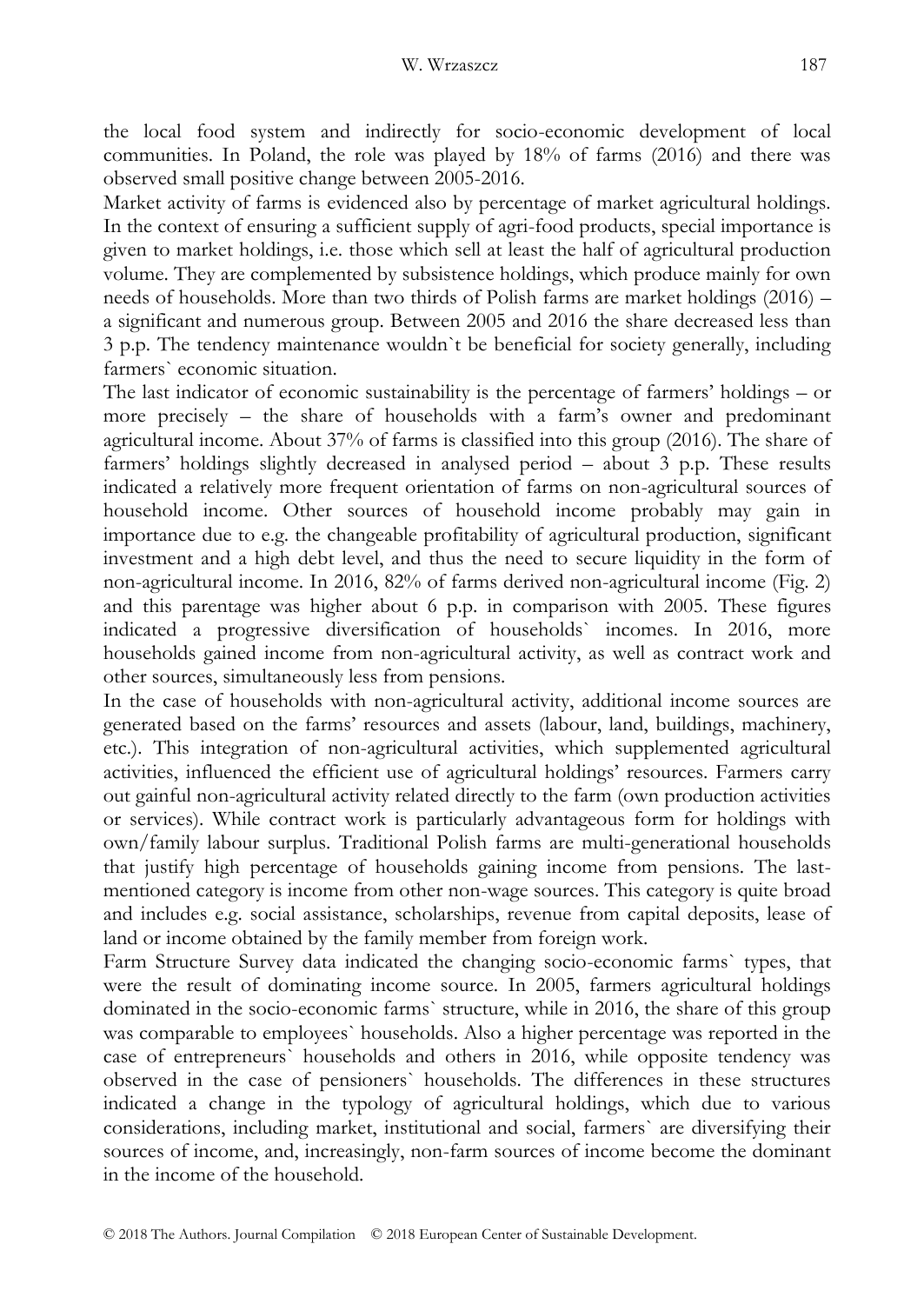the local food system and indirectly for socio-economic development of local communities. In Poland, the role was played by 18% of farms (2016) and there was observed small positive change between 2005-2016.

Market activity of farms is evidenced also by percentage of market agricultural holdings. In the context of ensuring a sufficient supply of agri-food products, special importance is given to market holdings, i.e. those which sell at least the half of agricultural production volume. They are complemented by subsistence holdings, which produce mainly for own needs of households. More than two thirds of Polish farms are market holdings (2016) – a significant and numerous group. Between 2005 and 2016 the share decreased less than 3 p.p. The tendency maintenance wouldn`t be beneficial for society generally, including farmers` economic situation.

The last indicator of economic sustainability is the percentage of farmers' holdings – or more precisely – the share of households with a farm's owner and predominant agricultural income. About 37% of farms is classified into this group (2016). The share of farmers' holdings slightly decreased in analysed period – about 3 p.p. These results indicated a relatively more frequent orientation of farms on non-agricultural sources of household income. Other sources of household income probably may gain in importance due to e.g. the changeable profitability of agricultural production, significant investment and a high debt level, and thus the need to secure liquidity in the form of non-agricultural income. In 2016, 82% of farms derived non-agricultural income (Fig. 2) and this parentage was higher about 6 p.p. in comparison with 2005. These figures indicated a progressive diversification of households` incomes. In 2016, more households gained income from non-agricultural activity, as well as contract work and other sources, simultaneously less from pensions.

In the case of households with non-agricultural activity, additional income sources are generated based on the farms' resources and assets (labour, land, buildings, machinery, etc.). This integration of non-agricultural activities, which supplemented agricultural activities, influenced the efficient use of agricultural holdings' resources. Farmers carry out gainful non-agricultural activity related directly to the farm (own production activities or services). While contract work is particularly advantageous form for holdings with own/family labour surplus. Traditional Polish farms are multi-generational households that justify high percentage of households gaining income from pensions. The last-mentioned category is income from other non-wage sources. This category is quite broad and includes e.g. social assistance, scholarships, revenue from capital deposits, lease of land or income obtained by the family member from foreign work.

Farm Structure Survey data indicated the changing socio-economic farms` types, that were the result of dominating income source. In 2005, farmers agricultural holdings dominated in the socio-economic farms` structure, while in 2016, the share of this group was comparable to employees` households. Also a higher percentage was reported in the case of entrepreneurs` households and others in 2016, while opposite tendency was observed in the case of pensioners` households. The differences in these structures indicated a change in the typology of agricultural holdings, which due to various considerations, including market, institutional and social, farmers` are diversifying their sources of income, and, increasingly, non-farm sources of income become the dominant in the income of the household.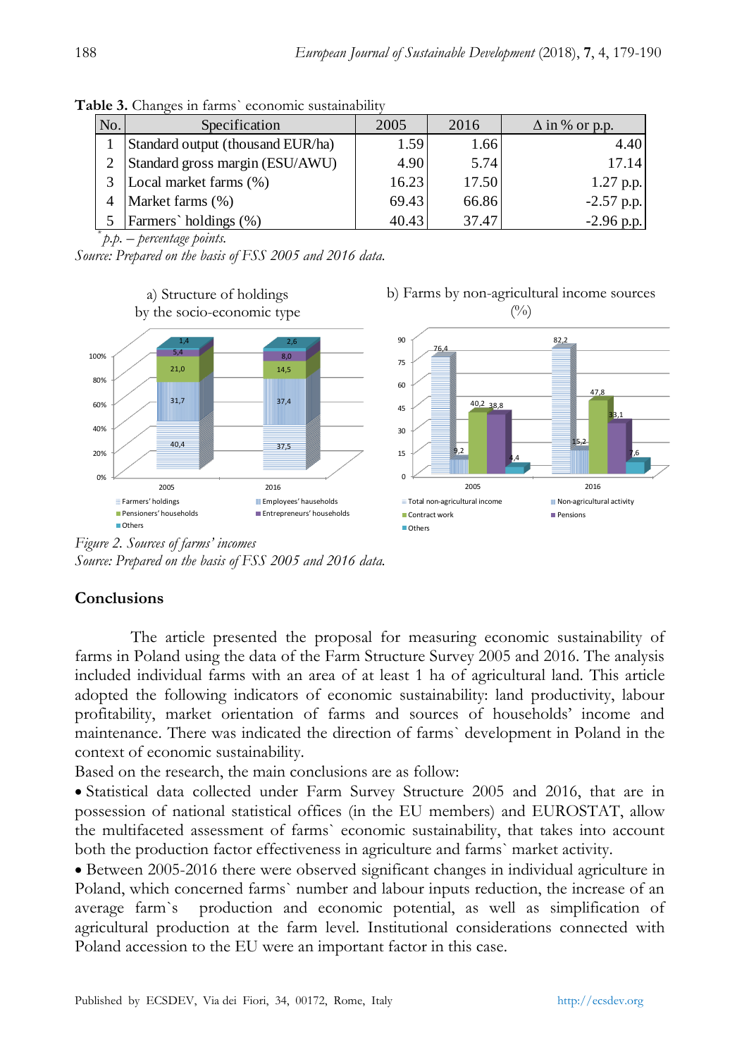**Table 3.** Changes in farms` economic sustainability

| No. | Specification | 2005 | 2016 | Δ in % or p.p. |
|---|---|---|---|---|
| 1 | Standard output (thousand EUR/ha) | 1.59 | 1.66 | 4.40 |
| 2 | Standard gross margin (ESU/AWU) | 4.90 | 5.74 | 17.14 |
| 3 | Local market farms (%) | 16.23 | 17.50 | 1.27 p.p. |
| 4 | Market farms (%) | 69.43 | 66.86 | -2.57 p.p. |
| 5 | Farmers` holdings (%) | 40.43 | 37.47 | -2.96 p.p. |

*p.p. – percentage points.*

*Source: Prepared on the basis of FSS 2005 and 2016 data.*

*Figure 2. Sources of farms' incomes*

*Source: Prepared on the basis of FSS 2005 and 2016 data.*

## Conclusions

The article presented the proposal for measuring economic sustainability of farms in Poland using the data of the Farm Structure Survey 2005 and 2016. The analysis included individual farms with an area of at least 1 ha of agricultural land. This article adopted the following indicators of economic sustainability: land productivity, labour profitability, market orientation of farms and sources of households' income and maintenance. There was indicated the direction of farms` development in Poland in the context of economic sustainability.

Based on the research, the main conclusions are as follow:

- Statistical data collected under Farm Survey Structure 2005 and 2016, that are in possession of national statistical offices (in the EU members) and EUROSTAT, allow the multifaceted assessment of farms` economic sustainability, that takes into account both the production factor effectiveness in agriculture and farms` market activity.
- Between 2005-2016 there were observed significant changes in individual agriculture in Poland, which concerned farms` number and labour inputs reduction, the increase of an average farm`s production and economic potential, as well as simplification of agricultural production at the farm level. Institutional considerations connected with Poland accession to the EU were an important factor in this case.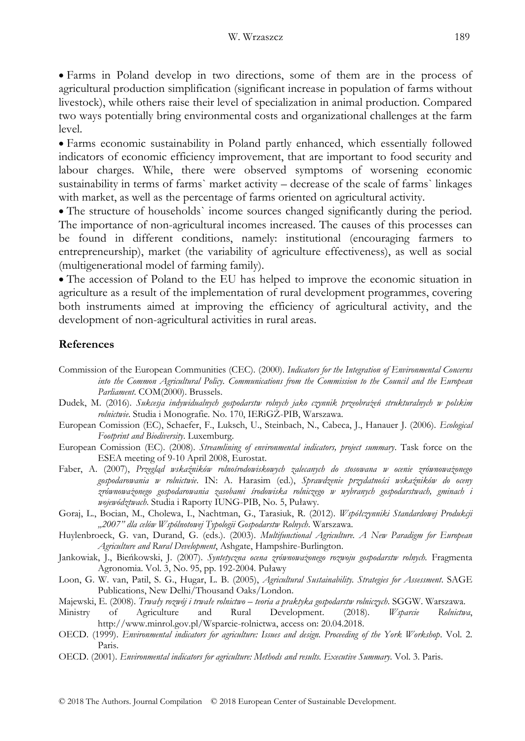- Farms in Poland develop in two directions, some of them are in the process of agricultural production simplification (significant increase in population of farms without livestock), while others raise their level of specialization in animal production. Compared two ways potentially bring environmental costs and organizational challenges at the farm level.
- Farms economic sustainability in Poland partly enhanced, which essentially followed indicators of economic efficiency improvement, that are important to food security and labour charges. While, there were observed symptoms of worsening economic sustainability in terms of farms` market activity – decrease of the scale of farms` linkages with market, as well as the percentage of farms oriented on agricultural activity.
- The structure of households` income sources changed significantly during the period. The importance of non-agricultural incomes increased. The causes of this processes can be found in different conditions, namely: institutional (encouraging farmers to entrepreneurship), market (the variability of agriculture effectiveness), as well as social (multigenerational model of farming family).
- The accession of Poland to the EU has helped to improve the economic situation in agriculture as a result of the implementation of rural development programmes, covering both instruments aimed at improving the efficiency of agricultural activity, and the development of non-agricultural activities in rural areas.

## References

Commission of the European Communities (CEC). (2000). *Indicators for the Integration of Environmental Concerns into the Common Agricultural Policy. Communications from the Commission to the Council and the European Parliament*. COM(2000). Brussels.

Dudek, M. (2016). *Sukcesja indywidualnych gospodarstw rolnych jako czynnik przeobrażeń strukturalnych w polskim rolnictwie*. Studia i Monografie. No. 170, IERiGŻ-PIB, Warszawa.

European Comission (EC), Schaefer, F., Luksch, U., Steinbach, N., Cabeca, J., Hanauer J. (2006). *Ecological Footprint and Biodiversity*. Luxemburg.

European Comission (EC). (2008). *Streamlining of environmental indicators, project summary*. Task force on the ESEA meeting of 9-10 April 2008, Eurostat.

Faber, A. (2007), *Przegląd wskaźników rolnośrodowiskowych zalecanych do stosowana w ocenie zrównoważonego gospodarowania w rolnictwie*. IN: A. Harasim (ed.), *Sprawdzenie przydatności wskaźników do oceny zrównoważonego gospodarowania zasobami środowiska rolniczego w wybranych gospodarstwach, gminach i województwach*. Studia i Raporty IUNG-PIB, No. 5, Puławy.

Goraj, L., Bocian, M., Cholewa, I., Nachtman, G., Tarasiuk, R. (2012). *Współczynniki Standardowej Produkcji „2007" dla celów Wspólnotowej Typologii Gospodarstw Rolnych*. Warszawa.

Huylenbroeck, G. van, Durand, G. (eds.). (2003). *Multifunctional Agriculture. A New Paradigm for European Agriculture and Rural Development*, Ashgate, Hampshire-Burlington.

Jankowiak, J., Bieńkowski, J. (2007). *Syntetyczna ocena zrównoważonego rozwoju gospodarstw rolnych*. Fragmenta Agronomia. Vol. 3, No. 95, pp. 192-2004. Puławy

Loon, G. W. van, Patil, S. G., Hugar, L. B. (2005), *Agricultural Sustainability. Strategies for Assessment*. SAGE Publications, New Delhi/Thousand Oaks/London.

Majewski, E. (2008). *Trwały rozwój i trwałe rolnictwo – teoria a praktyka gospodarstw rolniczych*. SGGW. Warszawa.

Ministry of Agriculture and Rural Development. (2018). *Wsparcie Rolnictwa*, http://www.minrol.gov.pl/Wsparcie-rolnictwa, access on: 20.04.2018.

OECD. (1999). *Environmental indicators for agriculture: Issues and design. Proceeding of the York Workshop*. Vol. 2. Paris.

OECD. (2001). *Environmental indicators for agriculture: Methods and results. Executive Summary*. Vol. 3. Paris.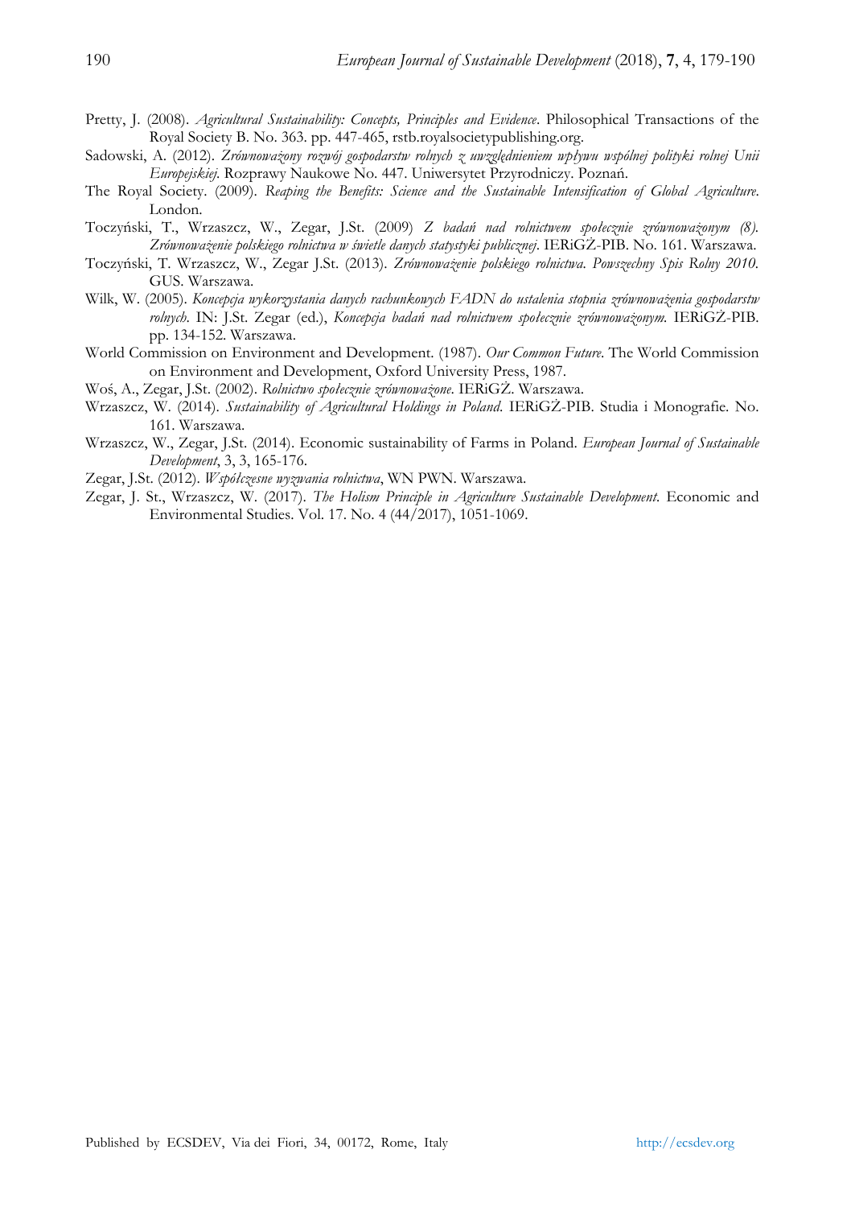Pretty, J. (2008). *Agricultural Sustainability: Concepts, Principles and Evidence*. Philosophical Transactions of the Royal Society B. No. 363. pp. 447-465, rstb.royalsocietypublishing.org.

Sadowski, A. (2012). *Zrównoważony rozwój gospodarstw rolnych z uwzględnieniem wpływu wspólnej polityki rolnej Unii Europejskiej*. Rozprawy Naukowe No. 447. Uniwersytet Przyrodniczy. Poznań.

The Royal Society. (2009). *Reaping the Benefits: Science and the Sustainable Intensification of Global Agriculture*. London.

Toczyński, T., Wrzaszcz, W., Zegar, J.St. (2009) *Z badań nad rolnictwem społecznie zrównoważonym (8). Zrównoważenie polskiego rolnictwa w świetle danych statystyki publicznej*. IERiGŻ-PIB. No. 161. Warszawa.

Toczyński, T. Wrzaszcz, W., Zegar J.St. (2013). *Zrównoważenie polskiego rolnictwa. Powszechny Spis Rolny 2010*. GUS. Warszawa.

Wilk, W. (2005). *Koncepcja wykorzystania danych rachunkowych FADN do ustalenia stopnia zrównoważenia gospodarstw rolnych*. IN: J.St. Zegar (ed.), *Koncepcja badań nad rolnictwem społecznie zrównoważonym*. IERiGŻ-PIB. pp. 134-152. Warszawa.

World Commission on Environment and Development. (1987). *Our Common Future*. The World Commission on Environment and Development, Oxford University Press, 1987.

Woś, A., Zegar, J.St. (2002). *Rolnictwo społecznie zrównoważone*. IERiGŻ. Warszawa.

Wrzaszcz, W. (2014). *Sustainability of Agricultural Holdings in Poland*. IERiGŻ-PIB. Studia i Monografie. No. 161. Warszawa.

Wrzaszcz, W., Zegar, J.St. (2014). Economic sustainability of Farms in Poland. *European Journal of Sustainable Development*, 3, 3, 165-176.

Zegar, J.St. (2012). *Współczesne wyzwania rolnictwa*, WN PWN. Warszawa.

Zegar, J. St., Wrzaszcz, W. (2017). *The Holism Principle in Agriculture Sustainable Development*. Economic and Environmental Studies. Vol. 17. No. 4 (44/2017), 1051-1069.